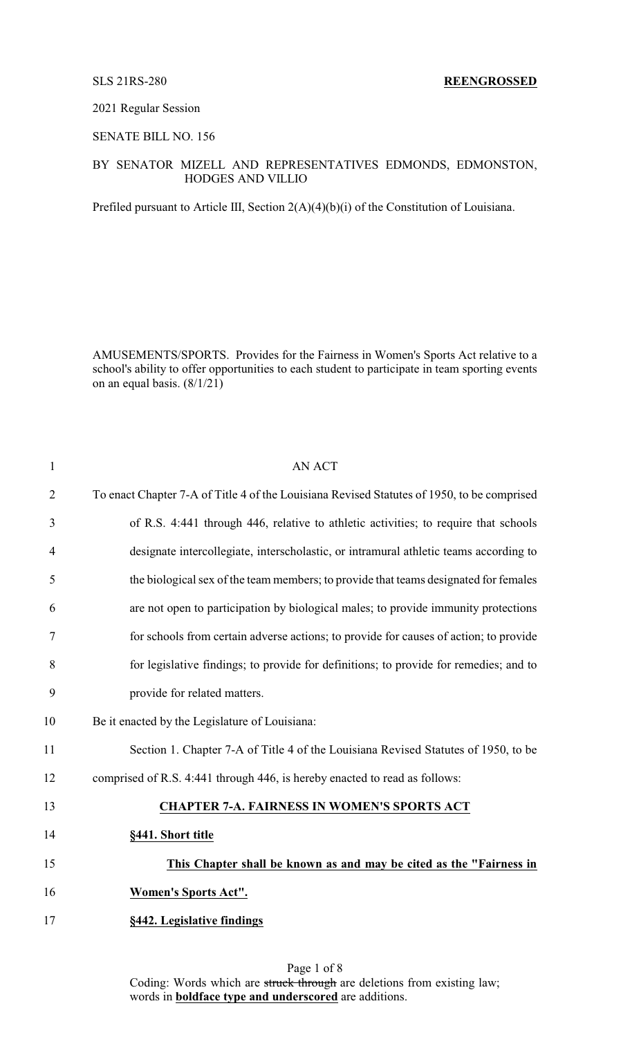SLS 21RS-280 **REENGROSSED**

2021 Regular Session

SENATE BILL NO. 156

BY SENATOR MIZELL AND REPRESENTATIVES EDMONDS, EDMONSTON, HODGES AND VILLIO

Prefiled pursuant to Article III, Section 2(A)(4)(b)(i) of the Constitution of Louisiana.

AMUSEMENTS/SPORTS. Provides for the Fairness in Women's Sports Act relative to a school's ability to offer opportunities to each student to participate in team sporting events on an equal basis. (8/1/21)

AN ACT

To enact Chapter 7-A of Title 4 of the Louisiana Revised Statutes of 1950, to be comprised of R.S. 4:441 through 446, relative to athletic activities; to require that schools designate intercollegiate, interscholastic, or intramural athletic teams according to the biological sex of the team members; to provide that teams designated for females are not open to participation by biological males; to provide immunity protections for schools from certain adverse actions; to provide for causes of action; to provide for legislative findings; to provide for definitions; to provide for remedies; and to provide for related matters.

Be it enacted by the Legislature of Louisiana:

Section 1. Chapter 7-A of Title 4 of the Louisiana Revised Statutes of 1950, to be comprised of R.S. 4:441 through 446, is hereby enacted to read as follows:

**CHAPTER 7-A. FAIRNESS IN WOMEN'S SPORTS ACT**

**§441. Short title**

**This Chapter shall be known as and may be cited as the "Fairness in Women's Sports Act".**

**§442. Legislative findings**

Coding: Words which are ~~struck through~~ are deletions from existing law; words in **boldface type and underscored** are additions.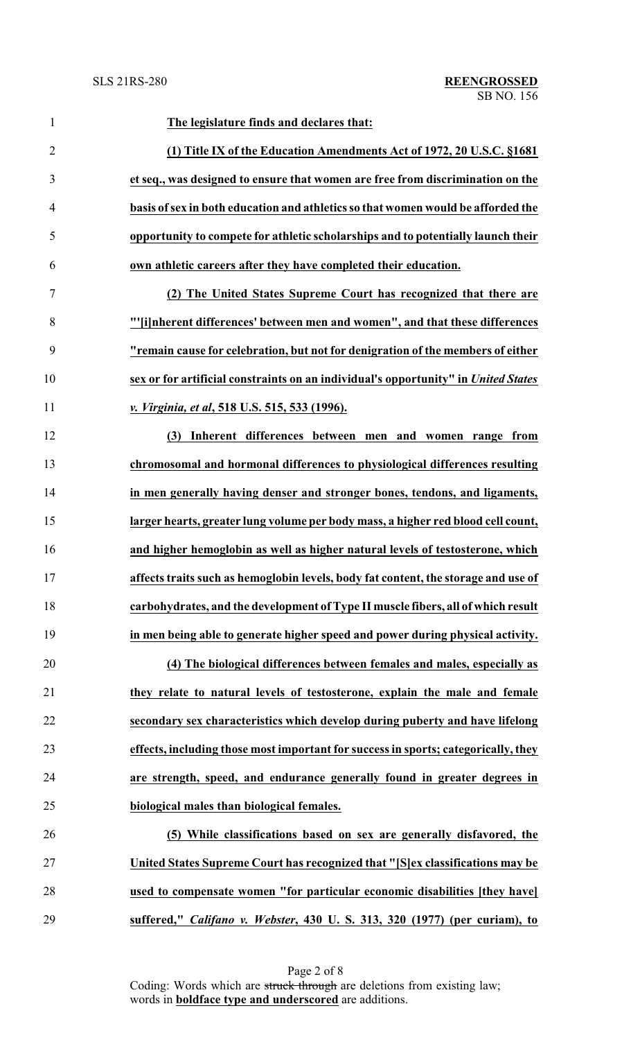**The legislature finds and declares that:**

**(1) Title IX of the Education Amendments Act of 1972, 20 U.S.C. §1681 et seq., was designed to ensure that women are free from discrimination on the basis of sex in both education and athletics so that women would be afforded the opportunity to compete for athletic scholarships and to potentially launch their own athletic careers after they have completed their education.**

**(2) The United States Supreme Court has recognized that there are "'[i]nherent differences' between men and women", and that these differences "remain cause for celebration, but not for denigration of the members of either sex or for artificial constraints on an individual's opportunity" in *United States v. Virginia, et al*, 518 U.S. 515, 533 (1996).**

**(3) Inherent differences between men and women range from chromosomal and hormonal differences to physiological differences resulting in men generally having denser and stronger bones, tendons, and ligaments, larger hearts, greater lung volume per body mass, a higher red blood cell count, and higher hemoglobin as well as higher natural levels of testosterone, which affects traits such as hemoglobin levels, body fat content, the storage and use of carbohydrates, and the development of Type II muscle fibers, all of which result in men being able to generate higher speed and power during physical activity.**

**(4) The biological differences between females and males, especially as they relate to natural levels of testosterone, explain the male and female secondary sex characteristics which develop during puberty and have lifelong effects, including those most important for success in sports; categorically, they are strength, speed, and endurance generally found in greater degrees in biological males than biological females.**

**(5) While classifications based on sex are generally disfavored, the United States Supreme Court has recognized that "[S]ex classifications may be used to compensate women "for particular economic disabilities [they have] suffered," *Califano v. Webster*, 430 U. S. 313, 320 (1977) (per curiam), to**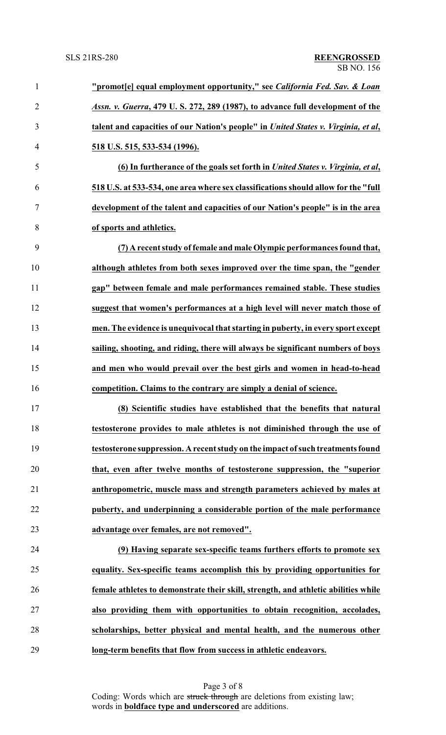**"promot[e] equal employment opportunity," see *California Fed. Sav. & Loan Assn. v. Guerra*, 479 U. S. 272, 289 (1987), to advance full development of the talent and capacities of our Nation's people" in *United States v. Virginia, et al*, 518 U.S. 515, 533-534 (1996).**

**(6) In furtherance of the goals set forth in *United States v. Virginia, et al*, 518 U.S. at 533-534, one area where sex classifications should allow for the "full development of the talent and capacities of our Nation's people" is in the area of sports and athletics.**

**(7) A recent study of female and male Olympic performances found that, although athletes from both sexes improved over the time span, the "gender gap" between female and male performances remained stable. These studies suggest that women's performances at a high level will never match those of men. The evidence is unequivocal that starting in puberty, in every sport except sailing, shooting, and riding, there will always be significant numbers of boys and men who would prevail over the best girls and women in head-to-head competition. Claims to the contrary are simply a denial of science.**

**(8) Scientific studies have established that the benefits that natural testosterone provides to male athletes is not diminished through the use of testosterone suppression. A recent study on the impact of such treatments found that, even after twelve months of testosterone suppression, the "superior anthropometric, muscle mass and strength parameters achieved by males at puberty, and underpinning a considerable portion of the male performance advantage over females, are not removed".**

**(9) Having separate sex-specific teams furthers efforts to promote sex equality. Sex-specific teams accomplish this by providing opportunities for female athletes to demonstrate their skill, strength, and athletic abilities while also providing them with opportunities to obtain recognition, accolades, scholarships, better physical and mental health, and the numerous other long-term benefits that flow from success in athletic endeavors.**

Coding: Words which are ~~struck through~~ are deletions from existing law; words in **boldface type and underscored** are additions.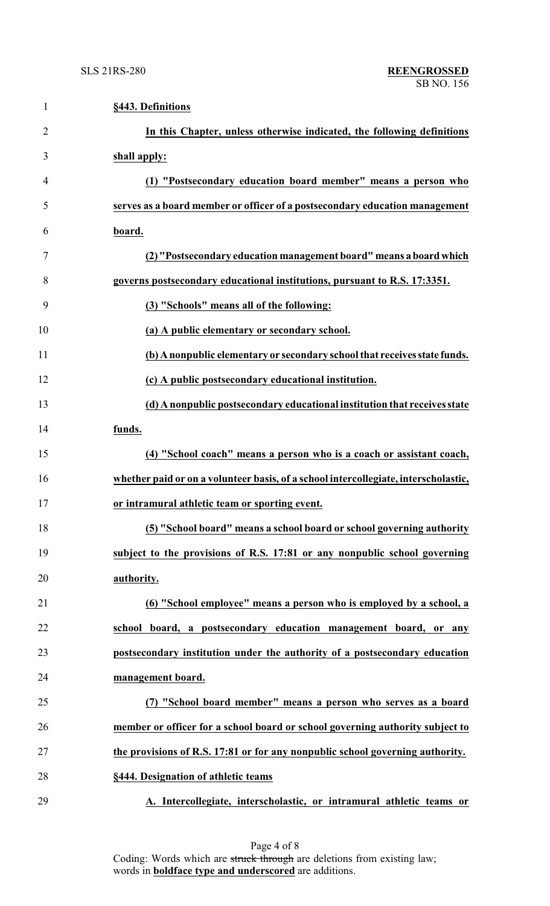**§443. Definitions**

**In this Chapter, unless otherwise indicated, the following definitions shall apply:**

**(1) "Postsecondary education board member" means a person who serves as a board member or officer of a postsecondary education management board.**

**(2) "Postsecondary education management board" means a board which governs postsecondary educational institutions, pursuant to R.S. 17:3351.**

**(3) "Schools" means all of the following:**

**(a) A public elementary or secondary school.**

**(b) A nonpublic elementary or secondary school that receives state funds.**

**(c) A public postsecondary educational institution.**

**(d) A nonpublic postsecondary educational institution that receives state funds.**

**(4) "School coach" means a person who is a coach or assistant coach, whether paid or on a volunteer basis, of a school intercollegiate, interscholastic, or intramural athletic team or sporting event.**

**(5) "School board" means a school board or school governing authority subject to the provisions of R.S. 17:81 or any nonpublic school governing authority.**

**(6) "School employee" means a person who is employed by a school, a school board, a postsecondary education management board, or any postsecondary institution under the authority of a postsecondary education management board.**

**(7) "School board member" means a person who serves as a board member or officer for a school board or school governing authority subject to the provisions of R.S. 17:81 or for any nonpublic school governing authority.**

**§444. Designation of athletic teams**

**A. Intercollegiate, interscholastic, or intramural athletic teams or**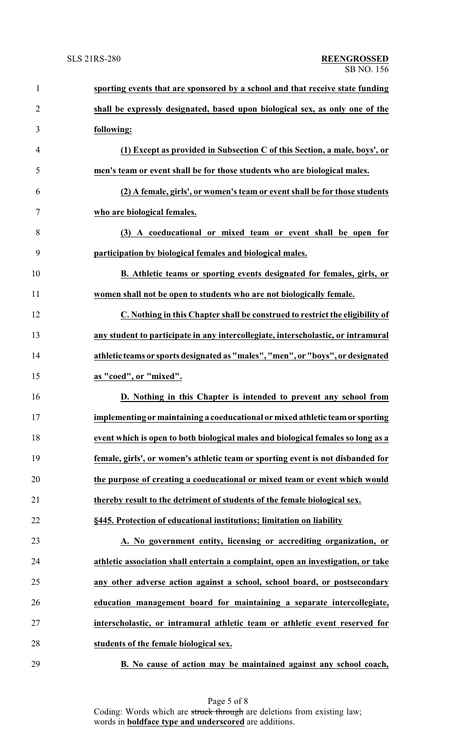**sporting events that are sponsored by a school and that receive state funding shall be expressly designated, based upon biological sex, as only one of the following:**

**(1) Except as provided in Subsection C of this Section, a male, boys', or men's team or event shall be for those students who are biological males.**

**(2) A female, girls', or women's team or event shall be for those students who are biological females.**

**(3) A coeducational or mixed team or event shall be open for participation by biological females and biological males.**

**B. Athletic teams or sporting events designated for females, girls, or women shall not be open to students who are not biologically female.**

**C. Nothing in this Chapter shall be construed to restrict the eligibility of any student to participate in any intercollegiate, interscholastic, or intramural athletic teams or sports designated as "males", "men", or "boys", or designated as "coed", or "mixed".**

**D. Nothing in this Chapter is intended to prevent any school from implementing or maintaining a coeducational or mixed athletic team or sporting event which is open to both biological males and biological females so long as a female, girls', or women's athletic team or sporting event is not disbanded for the purpose of creating a coeducational or mixed team or event which would thereby result to the detriment of students of the female biological sex.**

**§445. Protection of educational institutions; limitation on liability**

**A. No government entity, licensing or accrediting organization, or athletic association shall entertain a complaint, open an investigation, or take any other adverse action against a school, school board, or postsecondary education management board for maintaining a separate intercollegiate, interscholastic, or intramural athletic team or athletic event reserved for students of the female biological sex.**

**B. No cause of action may be maintained against any school coach,**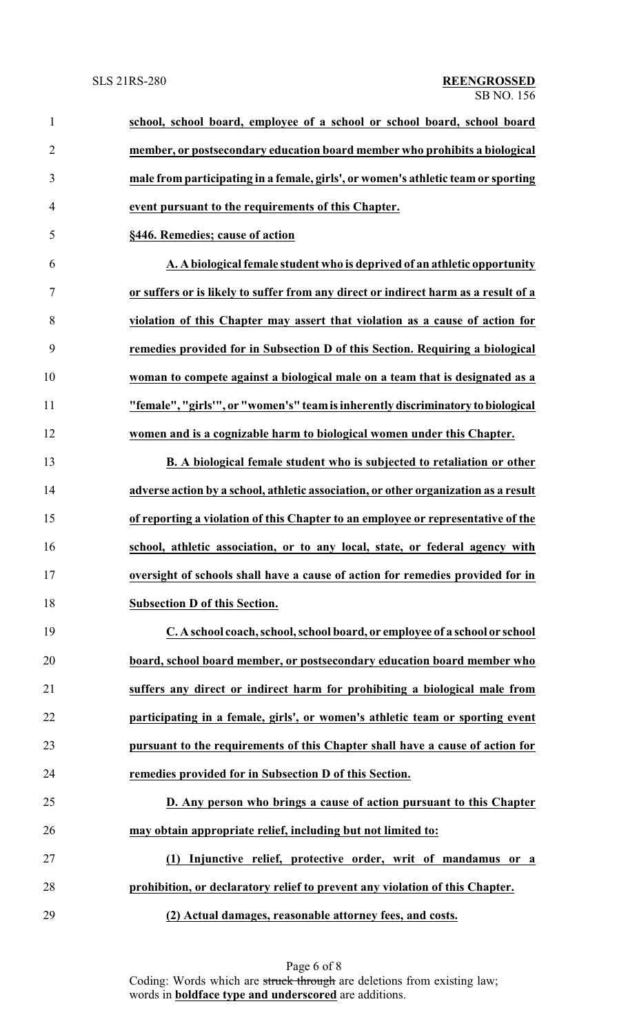**school, school board, employee of a school or school board, school board member, or postsecondary education board member who prohibits a biological male from participating in a female, girls', or women's athletic team or sporting event pursuant to the requirements of this Chapter.**

**§446. Remedies; cause of action**

**A. A biological female student who is deprived of an athletic opportunity or suffers or is likely to suffer from any direct or indirect harm as a result of a violation of this Chapter may assert that violation as a cause of action for remedies provided for in Subsection D of this Section. Requiring a biological woman to compete against a biological male on a team that is designated as a "female", "girls'", or "women's" team is inherently discriminatory to biological women and is a cognizable harm to biological women under this Chapter.**

**B. A biological female student who is subjected to retaliation or other adverse action by a school, athletic association, or other organization as a result of reporting a violation of this Chapter to an employee or representative of the school, athletic association, or to any local, state, or federal agency with oversight of schools shall have a cause of action for remedies provided for in Subsection D of this Section.**

**C. A school coach, school, school board, or employee of a school or school board, school board member, or postsecondary education board member who suffers any direct or indirect harm for prohibiting a biological male from participating in a female, girls', or women's athletic team or sporting event pursuant to the requirements of this Chapter shall have a cause of action for remedies provided for in Subsection D of this Section.**

**D. Any person who brings a cause of action pursuant to this Chapter may obtain appropriate relief, including but not limited to:**

**(1) Injunctive relief, protective order, writ of mandamus or a prohibition, or declaratory relief to prevent any violation of this Chapter.**

**(2) Actual damages, reasonable attorney fees, and costs.**

Coding: Words which are ~~struck through~~ are deletions from existing law; words in **boldface type and underscored** are additions.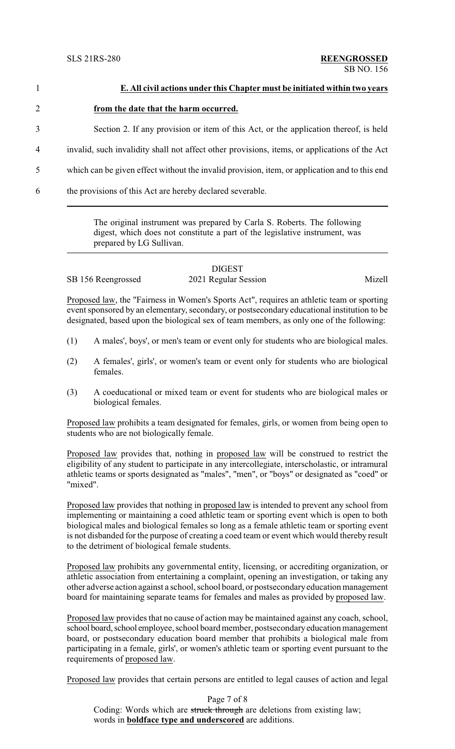**E. All civil actions under this Chapter must be initiated within two years from the date that the harm occurred.**

Section 2. If any provision or item of this Act, or the application thereof, is held invalid, such invalidity shall not affect other provisions, items, or applications of the Act which can be given effect without the invalid provision, item, or application and to this end the provisions of this Act are hereby declared severable.

---

The original instrument was prepared by Carla S. Roberts. The following digest, which does not constitute a part of the legislative instrument, was prepared by LG Sullivan.

---

DIGEST

SB 156 Reengrossed — 2021 Regular Session — Mizell

Proposed law, the "Fairness in Women's Sports Act", requires an athletic team or sporting event sponsored by an elementary, secondary, or postsecondary educational institution to be designated, based upon the biological sex of team members, as only one of the following:

(1) A males', boys', or men's team or event only for students who are biological males.

(2) A females', girls', or women's team or event only for students who are biological females.

(3) A coeducational or mixed team or event for students who are biological males or biological females.

Proposed law prohibits a team designated for females, girls, or women from being open to students who are not biologically female.

Proposed law provides that, nothing in proposed law will be construed to restrict the eligibility of any student to participate in any intercollegiate, interscholastic, or intramural athletic teams or sports designated as "males", "men", or "boys" or designated as "coed" or "mixed".

Proposed law provides that nothing in proposed law is intended to prevent any school from implementing or maintaining a coed athletic team or sporting event which is open to both biological males and biological females so long as a female athletic team or sporting event is not disbanded for the purpose of creating a coed team or event which would thereby result to the detriment of biological female students.

Proposed law prohibits any governmental entity, licensing, or accrediting organization, or athletic association from entertaining a complaint, opening an investigation, or taking any other adverse action against a school, school board, or postsecondary education management board for maintaining separate teams for females and males as provided by proposed law.

Proposed law provides that no cause of action may be maintained against any coach, school, school board, school employee, school board member, postsecondary education management board, or postsecondary education board member that prohibits a biological male from participating in a female, girls', or women's athletic team or sporting event pursuant to the requirements of proposed law.

Proposed law provides that certain persons are entitled to legal causes of action and legal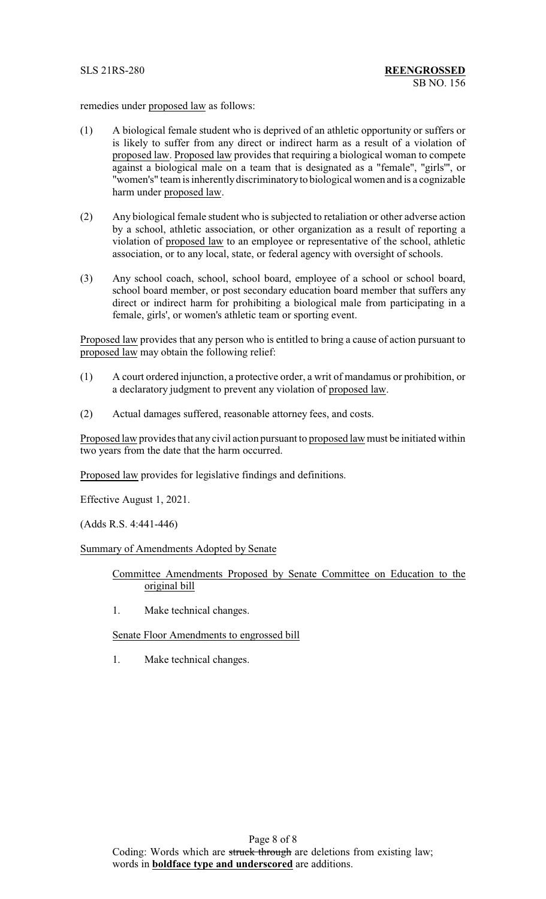remedies under proposed law as follows:

(1) A biological female student who is deprived of an athletic opportunity or suffers or is likely to suffer from any direct or indirect harm as a result of a violation of proposed law. Proposed law provides that requiring a biological woman to compete against a biological male on a team that is designated as a "female", "girls'", or "women's" team is inherently discriminatory to biological women and is a cognizable harm under proposed law.

(2) Any biological female student who is subjected to retaliation or other adverse action by a school, athletic association, or other organization as a result of reporting a violation of proposed law to an employee or representative of the school, athletic association, or to any local, state, or federal agency with oversight of schools.

(3) Any school coach, school, school board, employee of a school or school board, school board member, or post secondary education board member that suffers any direct or indirect harm for prohibiting a biological male from participating in a female, girls', or women's athletic team or sporting event.

Proposed law provides that any person who is entitled to bring a cause of action pursuant to proposed law may obtain the following relief:

(1) A court ordered injunction, a protective order, a writ of mandamus or prohibition, or a declaratory judgment to prevent any violation of proposed law.

(2) Actual damages suffered, reasonable attorney fees, and costs.

Proposed law provides that any civil action pursuant to proposed law must be initiated within two years from the date that the harm occurred.

Proposed law provides for legislative findings and definitions.

Effective August 1, 2021.

(Adds R.S. 4:441-446)

Summary of Amendments Adopted by Senate

Committee Amendments Proposed by Senate Committee on Education to the original bill

1. Make technical changes.

Senate Floor Amendments to engrossed bill

1. Make technical changes.

Coding: Words which are ~~struck through~~ are deletions from existing law; words in **boldface type and underscored** are additions.